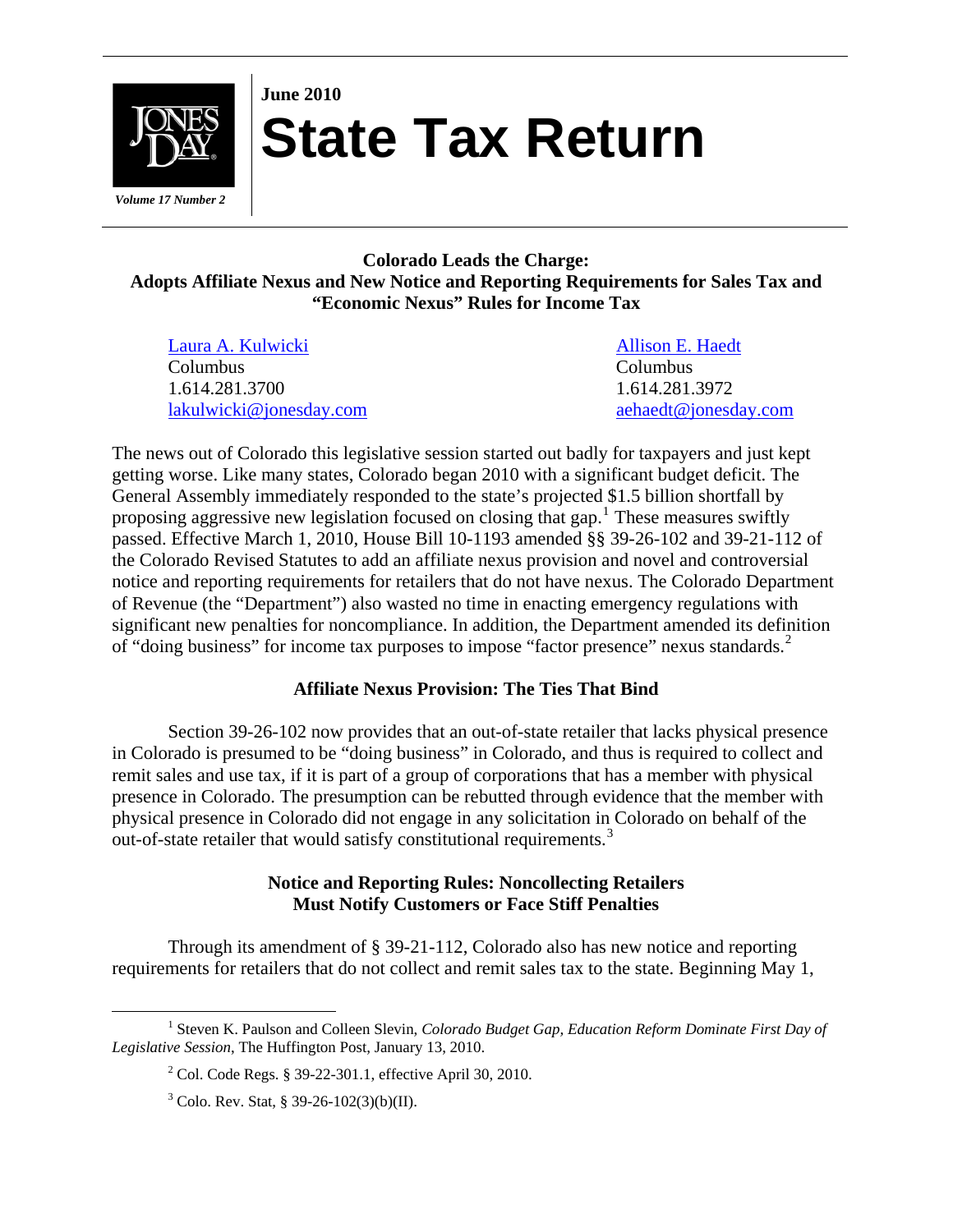**June 2010**

# State Tax Return

*Volume 17 Number 2*

## Colorado Leads the Charge: Adopts Affiliate Nexus and New Notice and Reporting Requirements for Sales Tax and "Economic Nexus" Rules for Income Tax

[Laura A. Kulwicki](#)
Columbus
1.614.281.3700
[lakulwicki@jonesday.com](mailto:lakulwicki@jonesday.com)

[Allison E. Haedt](#)
Columbus
1.614.281.3972
[aehaedt@jonesday.com](mailto:aehaedt@jonesday.com)

The news out of Colorado this legislative session started out badly for taxpayers and just kept getting worse. Like many states, Colorado began 2010 with a significant budget deficit. The General Assembly immediately responded to the state's projected $1.5 billion shortfall by proposing aggressive new legislation focused on closing that gap.[1] These measures swiftly passed. Effective March 1, 2010, House Bill 10-1193 amended §§ 39-26-102 and 39-21-112 of the Colorado Revised Statutes to add an affiliate nexus provision and novel and controversial notice and reporting requirements for retailers that do not have nexus. The Colorado Department of Revenue (the "Department") also wasted no time in enacting emergency regulations with significant new penalties for noncompliance. In addition, the Department amended its definition of "doing business" for income tax purposes to impose "factor presence" nexus standards.[2]

### Affiliate Nexus Provision: The Ties That Bind

Section 39-26-102 now provides that an out-of-state retailer that lacks physical presence in Colorado is presumed to be "doing business" in Colorado, and thus is required to collect and remit sales and use tax, if it is part of a group of corporations that has a member with physical presence in Colorado. The presumption can be rebutted through evidence that the member with physical presence in Colorado did not engage in any solicitation in Colorado on behalf of the out-of-state retailer that would satisfy constitutional requirements.[3]

### Notice and Reporting Rules: Noncollecting Retailers Must Notify Customers or Face Stiff Penalties

Through its amendment of § 39-21-112, Colorado also has new notice and reporting requirements for retailers that do not collect and remit sales tax to the state. Beginning May 1,

---

[1] Steven K. Paulson and Colleen Slevin, *Colorado Budget Gap, Education Reform Dominate First Day of Legislative Session*, The Huffington Post, January 13, 2010.

[2] Col. Code Regs. § 39-22-301.1, effective April 30, 2010.

[3] Colo. Rev. Stat, § 39-26-102(3)(b)(II).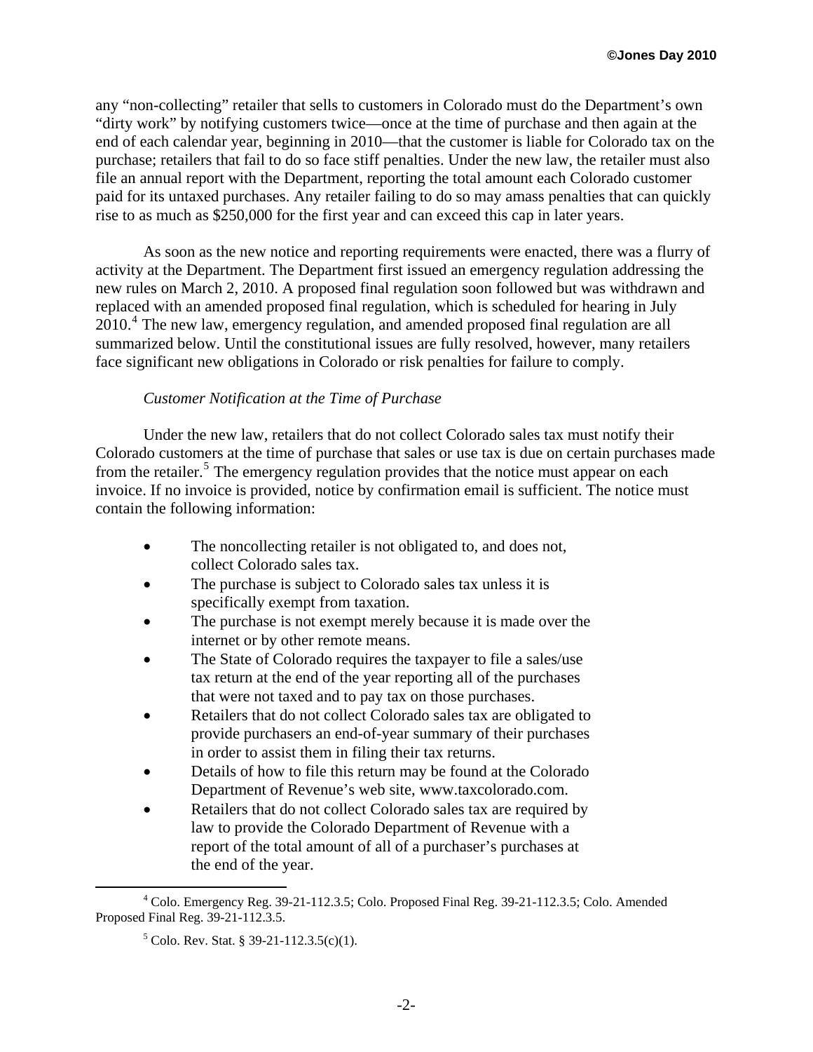any "non-collecting" retailer that sells to customers in Colorado must do the Department's own "dirty work" by notifying customers twice—once at the time of purchase and then again at the end of each calendar year, beginning in 2010—that the customer is liable for Colorado tax on the purchase; retailers that fail to do so face stiff penalties. Under the new law, the retailer must also file an annual report with the Department, reporting the total amount each Colorado customer paid for its untaxed purchases. Any retailer failing to do so may amass penalties that can quickly rise to as much as $250,000 for the first year and can exceed this cap in later years.

As soon as the new notice and reporting requirements were enacted, there was a flurry of activity at the Department. The Department first issued an emergency regulation addressing the new rules on March 2, 2010. A proposed final regulation soon followed but was withdrawn and replaced with an amended proposed final regulation, which is scheduled for hearing in July 2010.[4] The new law, emergency regulation, and amended proposed final regulation are all summarized below. Until the constitutional issues are fully resolved, however, many retailers face significant new obligations in Colorado or risk penalties for failure to comply.

*Customer Notification at the Time of Purchase*

Under the new law, retailers that do not collect Colorado sales tax must notify their Colorado customers at the time of purchase that sales or use tax is due on certain purchases made from the retailer.[5] The emergency regulation provides that the notice must appear on each invoice. If no invoice is provided, notice by confirmation email is sufficient. The notice must contain the following information:

- The noncollecting retailer is not obligated to, and does not, collect Colorado sales tax.
- The purchase is subject to Colorado sales tax unless it is specifically exempt from taxation.
- The purchase is not exempt merely because it is made over the internet or by other remote means.
- The State of Colorado requires the taxpayer to file a sales/use tax return at the end of the year reporting all of the purchases that were not taxed and to pay tax on those purchases.
- Retailers that do not collect Colorado sales tax are obligated to provide purchasers an end-of-year summary of their purchases in order to assist them in filing their tax returns.
- Details of how to file this return may be found at the Colorado Department of Revenue's web site, www.taxcolorado.com.
- Retailers that do not collect Colorado sales tax are required by law to provide the Colorado Department of Revenue with a report of the total amount of all of a purchaser's purchases at the end of the year.

---

[4] Colo. Emergency Reg. 39-21-112.3.5; Colo. Proposed Final Reg. 39-21-112.3.5; Colo. Amended Proposed Final Reg. 39-21-112.3.5.

[5] Colo. Rev. Stat. § 39-21-112.3.5(c)(1).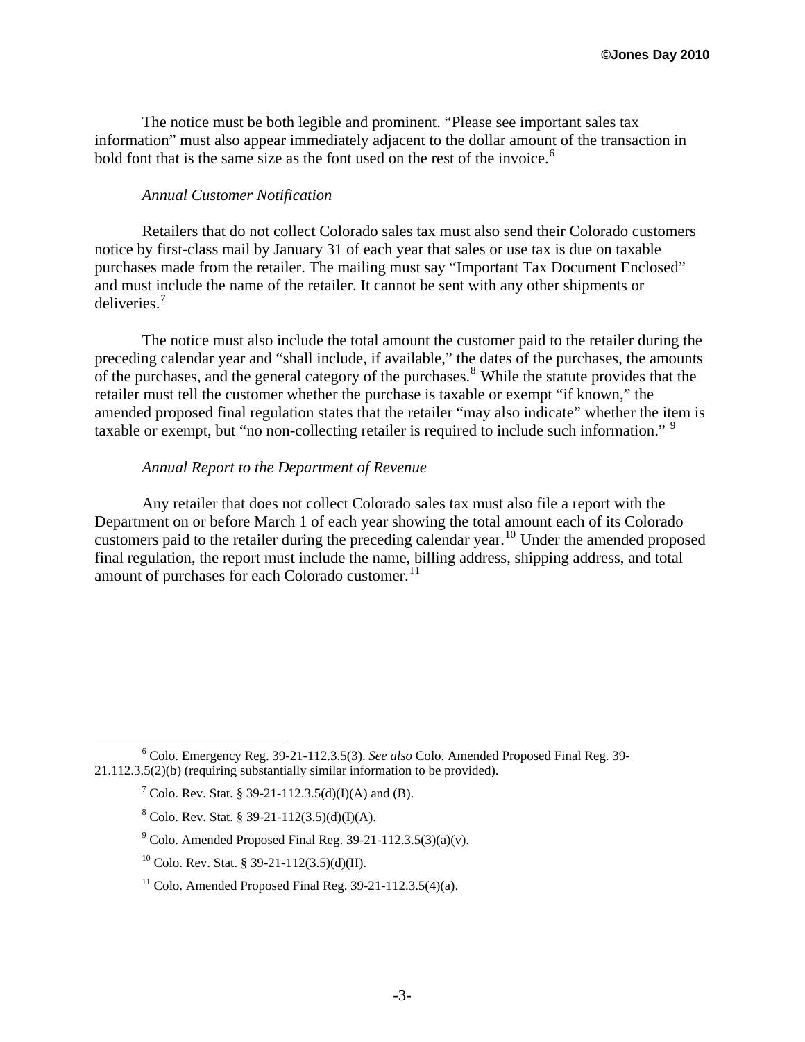The notice must be both legible and prominent. "Please see important sales tax information" must also appear immediately adjacent to the dollar amount of the transaction in bold font that is the same size as the font used on the rest of the invoice.[6]

*Annual Customer Notification*

Retailers that do not collect Colorado sales tax must also send their Colorado customers notice by first-class mail by January 31 of each year that sales or use tax is due on taxable purchases made from the retailer. The mailing must say "Important Tax Document Enclosed" and must include the name of the retailer. It cannot be sent with any other shipments or deliveries.[7]

The notice must also include the total amount the customer paid to the retailer during the preceding calendar year and "shall include, if available," the dates of the purchases, the amounts of the purchases, and the general category of the purchases.[8] While the statute provides that the retailer must tell the customer whether the purchase is taxable or exempt "if known," the amended proposed final regulation states that the retailer "may also indicate" whether the item is taxable or exempt, but "no non-collecting retailer is required to include such information." [9]

*Annual Report to the Department of Revenue*

Any retailer that does not collect Colorado sales tax must also file a report with the Department on or before March 1 of each year showing the total amount each of its Colorado customers paid to the retailer during the preceding calendar year.[10] Under the amended proposed final regulation, the report must include the name, billing address, shipping address, and total amount of purchases for each Colorado customer.[11]

---

[6] Colo. Emergency Reg. 39-21-112.3.5(3). *See also* Colo. Amended Proposed Final Reg. 39-21.112.3.5(2)(b) (requiring substantially similar information to be provided).

[7] Colo. Rev. Stat. § 39-21-112.3.5(d)(I)(A) and (B).

[8] Colo. Rev. Stat. § 39-21-112(3.5)(d)(I)(A).

[9] Colo. Amended Proposed Final Reg. 39-21-112.3.5(3)(a)(v).

[10] Colo. Rev. Stat. § 39-21-112(3.5)(d)(II).

[11] Colo. Amended Proposed Final Reg. 39-21-112.3.5(4)(a).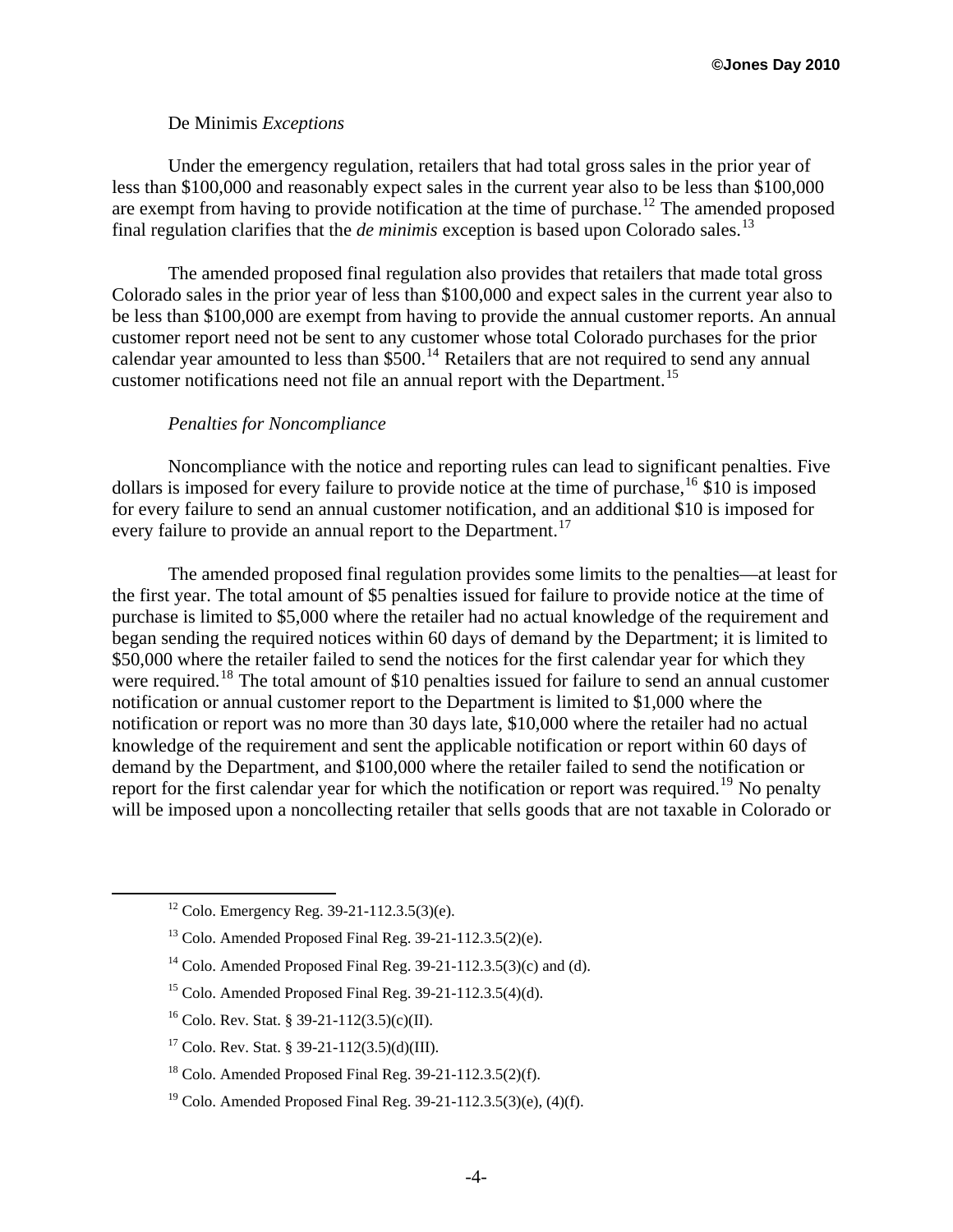*De Minimis Exceptions*

Under the emergency regulation, retailers that had total gross sales in the prior year of less than $100,000 and reasonably expect sales in the current year also to be less than $100,000 are exempt from having to provide notification at the time of purchase.[12] The amended proposed final regulation clarifies that the *de minimis* exception is based upon Colorado sales.[13]

The amended proposed final regulation also provides that retailers that made total gross Colorado sales in the prior year of less than $100,000 and expect sales in the current year also to be less than $100,000 are exempt from having to provide the annual customer reports. An annual customer report need not be sent to any customer whose total Colorado purchases for the prior calendar year amounted to less than $500.[14] Retailers that are not required to send any annual customer notifications need not file an annual report with the Department.[15]

*Penalties for Noncompliance*

Noncompliance with the notice and reporting rules can lead to significant penalties. Five dollars is imposed for every failure to provide notice at the time of purchase,[16] $10 is imposed for every failure to send an annual customer notification, and an additional $10 is imposed for every failure to provide an annual report to the Department.[17]

The amended proposed final regulation provides some limits to the penalties—at least for the first year. The total amount of $5 penalties issued for failure to provide notice at the time of purchase is limited to $5,000 where the retailer had no actual knowledge of the requirement and began sending the required notices within 60 days of demand by the Department; it is limited to $50,000 where the retailer failed to send the notices for the first calendar year for which they were required.[18] The total amount of $10 penalties issued for failure to send an annual customer notification or annual customer report to the Department is limited to $1,000 where the notification or report was no more than 30 days late, $10,000 where the retailer had no actual knowledge of the requirement and sent the applicable notification or report within 60 days of demand by the Department, and $100,000 where the retailer failed to send the notification or report for the first calendar year for which the notification or report was required.[19] No penalty will be imposed upon a noncollecting retailer that sells goods that are not taxable in Colorado or

---

[12] Colo. Emergency Reg. 39-21-112.3.5(3)(e).

[13] Colo. Amended Proposed Final Reg. 39-21-112.3.5(2)(e).

[14] Colo. Amended Proposed Final Reg. 39-21-112.3.5(3)(c) and (d).

[15] Colo. Amended Proposed Final Reg. 39-21-112.3.5(4)(d).

[16] Colo. Rev. Stat. § 39-21-112(3.5)(c)(II).

[17] Colo. Rev. Stat. § 39-21-112(3.5)(d)(III).

[18] Colo. Amended Proposed Final Reg. 39-21-112.3.5(2)(f).

[19] Colo. Amended Proposed Final Reg. 39-21-112.3.5(3)(e), (4)(f).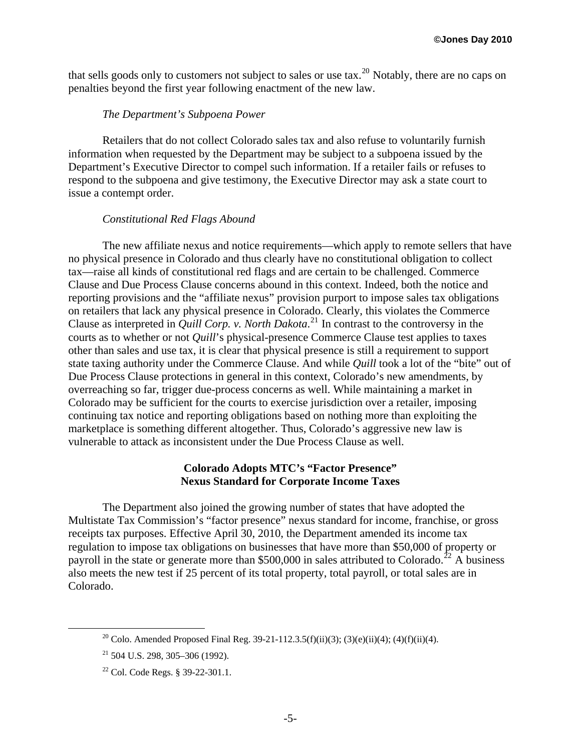that sells goods only to customers not subject to sales or use tax.[20] Notably, there are no caps on penalties beyond the first year following enactment of the new law.

*The Department's Subpoena Power*

Retailers that do not collect Colorado sales tax and also refuse to voluntarily furnish information when requested by the Department may be subject to a subpoena issued by the Department's Executive Director to compel such information. If a retailer fails or refuses to respond to the subpoena and give testimony, the Executive Director may ask a state court to issue a contempt order.

*Constitutional Red Flags Abound*

The new affiliate nexus and notice requirements—which apply to remote sellers that have no physical presence in Colorado and thus clearly have no constitutional obligation to collect tax—raise all kinds of constitutional red flags and are certain to be challenged. Commerce Clause and Due Process Clause concerns abound in this context. Indeed, both the notice and reporting provisions and the "affiliate nexus" provision purport to impose sales tax obligations on retailers that lack any physical presence in Colorado. Clearly, this violates the Commerce Clause as interpreted in *Quill Corp. v. North Dakota*.[21] In contrast to the controversy in the courts as to whether or not *Quill*'s physical-presence Commerce Clause test applies to taxes other than sales and use tax, it is clear that physical presence is still a requirement to support state taxing authority under the Commerce Clause. And while *Quill* took a lot of the "bite" out of Due Process Clause protections in general in this context, Colorado's new amendments, by overreaching so far, trigger due-process concerns as well. While maintaining a market in Colorado may be sufficient for the courts to exercise jurisdiction over a retailer, imposing continuing tax notice and reporting obligations based on nothing more than exploiting the marketplace is something different altogether. Thus, Colorado's aggressive new law is vulnerable to attack as inconsistent under the Due Process Clause as well.

**Colorado Adopts MTC's "Factor Presence" Nexus Standard for Corporate Income Taxes**

The Department also joined the growing number of states that have adopted the Multistate Tax Commission's "factor presence" nexus standard for income, franchise, or gross receipts tax purposes. Effective April 30, 2010, the Department amended its income tax regulation to impose tax obligations on businesses that have more than $50,000 of property or payroll in the state or generate more than $500,000 in sales attributed to Colorado.[22] A business also meets the new test if 25 percent of its total property, total payroll, or total sales are in Colorado.

---

[20] Colo. Amended Proposed Final Reg. 39-21-112.3.5(f)(ii)(3); (3)(e)(ii)(4); (4)(f)(ii)(4).

[21] 504 U.S. 298, 305–306 (1992).

[22] Col. Code Regs. § 39-22-301.1.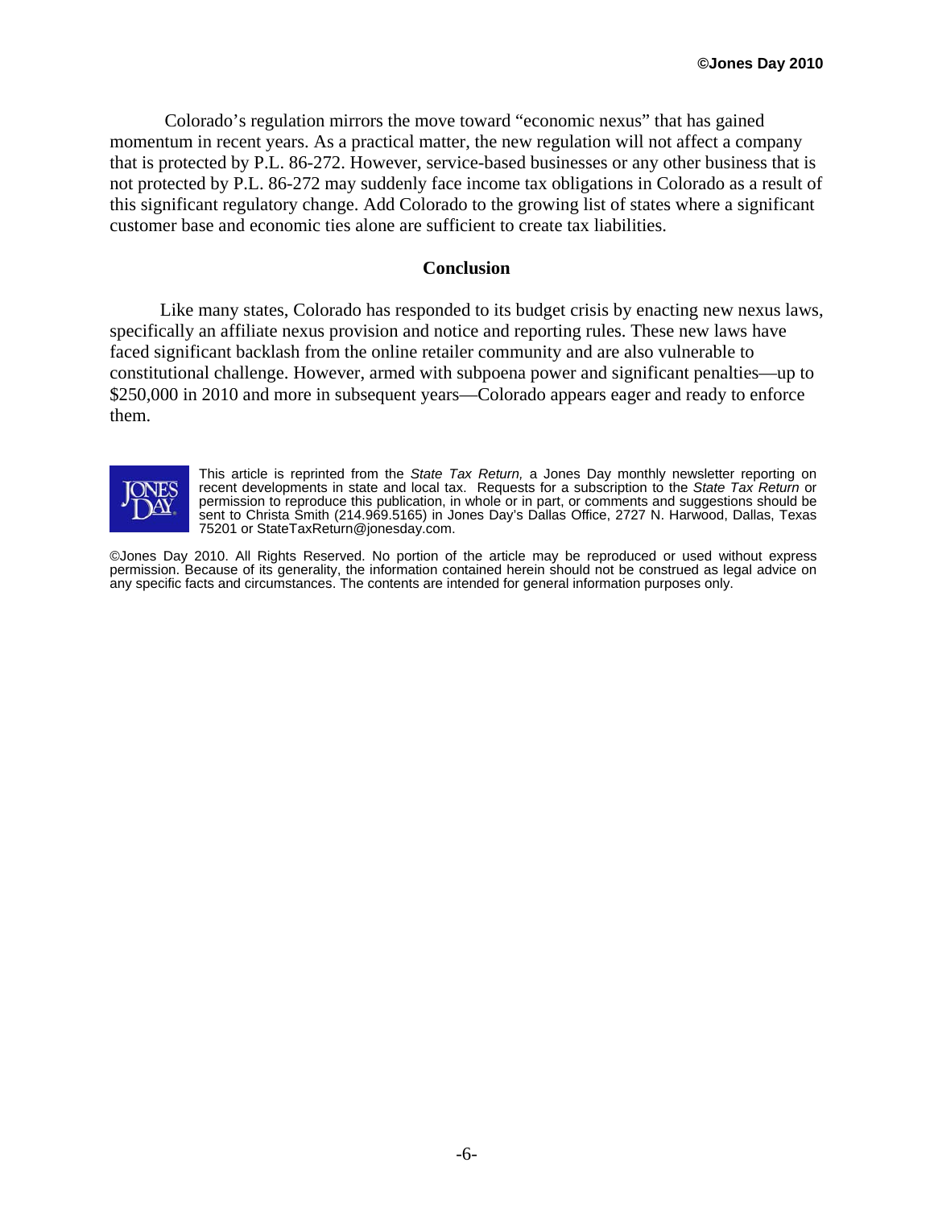Colorado's regulation mirrors the move toward "economic nexus" that has gained momentum in recent years. As a practical matter, the new regulation will not affect a company that is protected by P.L. 86-272. However, service-based businesses or any other business that is not protected by P.L. 86-272 may suddenly face income tax obligations in Colorado as a result of this significant regulatory change. Add Colorado to the growing list of states where a significant customer base and economic ties alone are sufficient to create tax liabilities.

## Conclusion

Like many states, Colorado has responded to its budget crisis by enacting new nexus laws, specifically an affiliate nexus provision and notice and reporting rules. These new laws have faced significant backlash from the online retailer community and are also vulnerable to constitutional challenge. However, armed with subpoena power and significant penalties—up to $250,000 in 2010 and more in subsequent years—Colorado appears eager and ready to enforce them.

This article is reprinted from the *State Tax Return,* a Jones Day monthly newsletter reporting on recent developments in state and local tax. Requests for a subscription to the *State Tax Return* or permission to reproduce this publication, in whole or in part, or comments and suggestions should be sent to Christa Smith (214.969.5165) in Jones Day's Dallas Office, 2727 N. Harwood, Dallas, Texas 75201 or StateTaxReturn@jonesday.com.

©Jones Day 2010. All Rights Reserved. No portion of the article may be reproduced or used without express permission. Because of its generality, the information contained herein should not be construed as legal advice on any specific facts and circumstances. The contents are intended for general information purposes only.